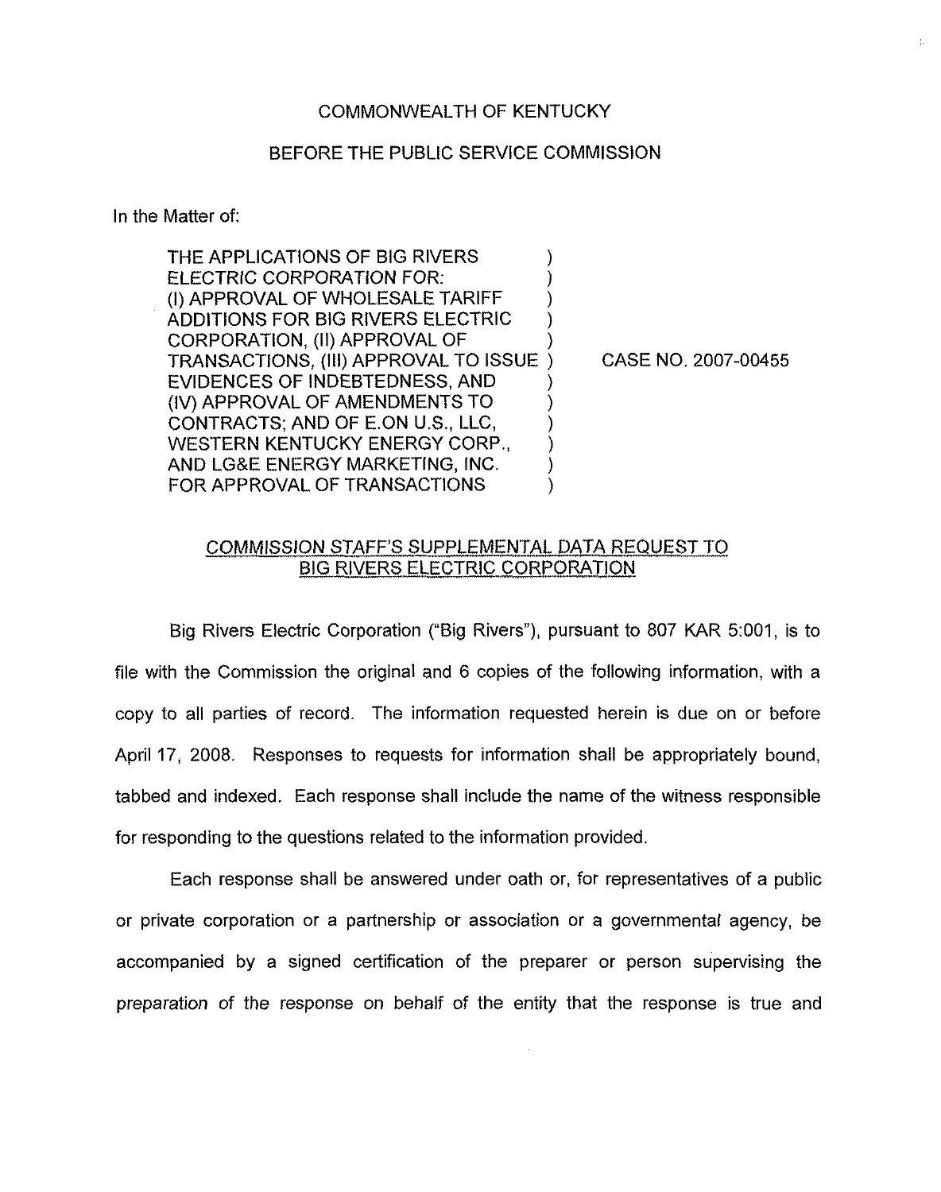COMMONWEALTH OF KENTUCKY

BEFORE THE PUBLIC SERVICE COMMISSION

In the Matter of:

| | | |
|---|---|---|
| THE APPLICATIONS OF BIG RIVERS ELECTRIC CORPORATION FOR: (I) APPROVAL OF WHOLESALE TARIFF ADDITIONS FOR BIG RIVERS ELECTRIC CORPORATION, (II) APPROVAL OF TRANSACTIONS, (III) APPROVAL TO ISSUE EVIDENCES OF INDEBTEDNESS, AND (IV) APPROVAL OF AMENDMENTS TO CONTRACTS; AND OF E.ON U.S., LLC, WESTERN KENTUCKY ENERGY CORP., AND LG&E ENERGY MARKETING, INC. FOR APPROVAL OF TRANSACTIONS | ) | CASE NO. 2007-00455 |

COMMISSION STAFF'S SUPPLEMENTAL DATA REQUEST TO BIG RIVERS ELECTRIC CORPORATION

Big Rivers Electric Corporation ("Big Rivers"), pursuant to 807 KAR 5:001, is to file with the Commission the original and 6 copies of the following information, with a copy to all parties of record. The information requested herein is due on or before April 17, 2008. Responses to requests for information shall be appropriately bound, tabbed and indexed. Each response shall include the name of the witness responsible for responding to the questions related to the information provided.

Each response shall be answered under oath or, for representatives of a public or private corporation or a partnership or association or a governmental agency, be accompanied by a signed certification of the preparer or person supervising the preparation of the response on behalf of the entity that the response is true and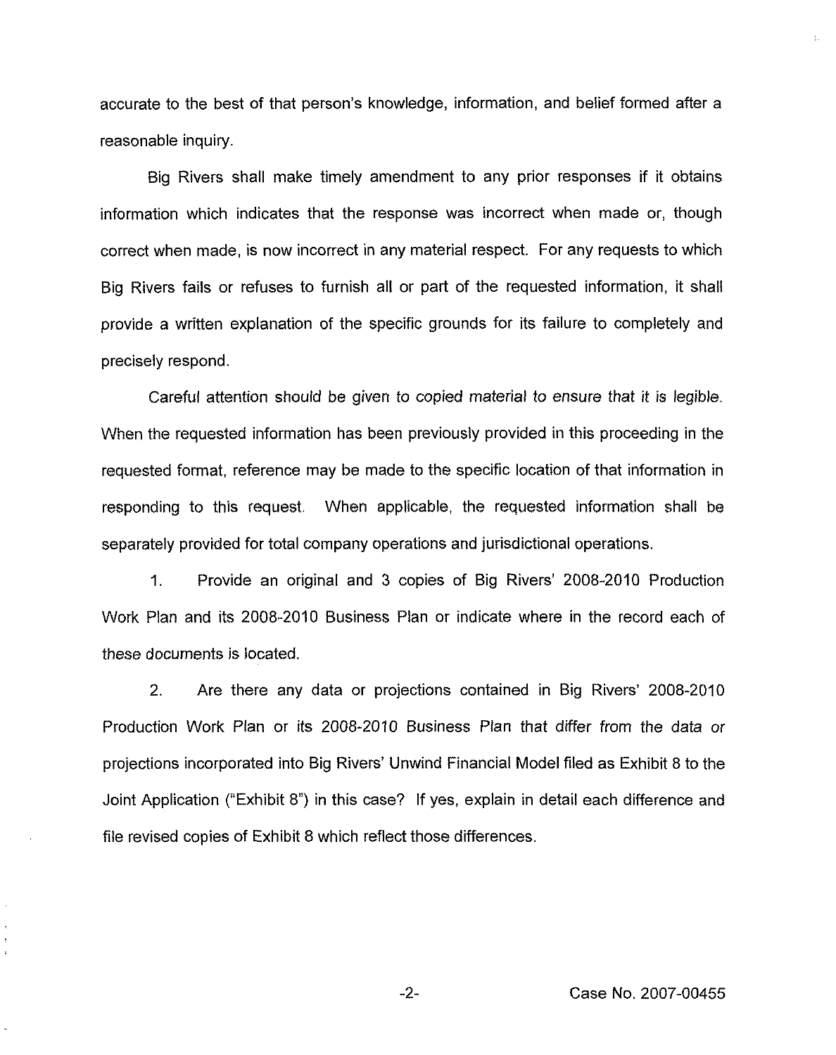accurate to the best of that person's knowledge, information, and belief formed after a reasonable inquiry.

Big Rivers shall make timely amendment to any prior responses if it obtains information which indicates that the response was incorrect when made or, though correct when made, is now incorrect in any material respect. For any requests to which Big Rivers fails or refuses to furnish all or part of the requested information, it shall provide a written explanation of the specific grounds for its failure to completely and precisely respond.

Careful attention should be given to copied material to ensure that it is legible. When the requested information has been previously provided in this proceeding in the requested format, reference may be made to the specific location of that information in responding to this request. When applicable, the requested information shall be separately provided for total company operations and jurisdictional operations.

1. Provide an original and 3 copies of Big Rivers' 2008-2010 Production Work Plan and its 2008-2010 Business Plan or indicate where in the record each of these documents is located.

2. Are there any data or projections contained in Big Rivers' 2008-2010 Production Work Plan or its 2008-2010 Business Plan that differ from the data or projections incorporated into Big Rivers' Unwind Financial Model filed as Exhibit 8 to the Joint Application ("Exhibit 8") in this case? If yes, explain in detail each difference and file revised copies of Exhibit 8 which reflect those differences.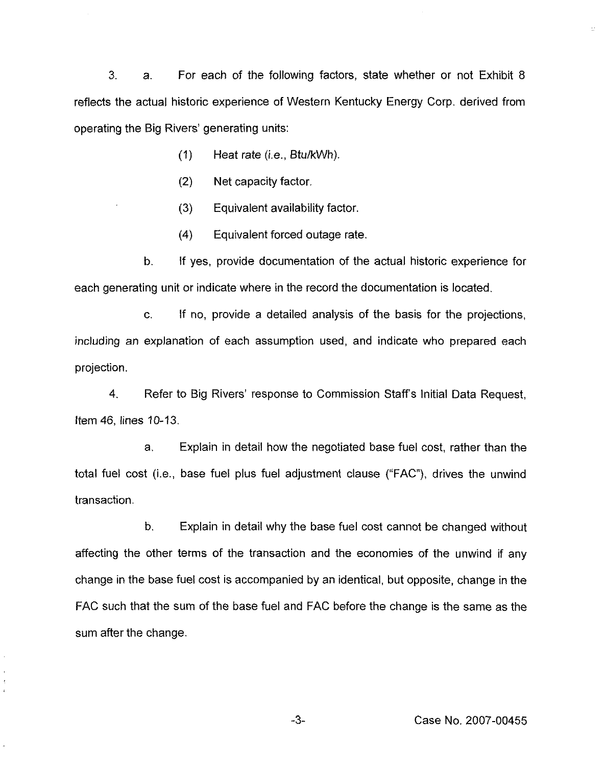3. a. For each of the following factors, state whether or not Exhibit 8 reflects the actual historic experience of Western Kentucky Energy Corp. derived from operating the Big Rivers' generating units:

(1) Heat rate (*i.e.*, Btu/kWh).

(2) Net capacity factor.

(3) Equivalent availability factor.

(4) Equivalent forced outage rate.

b. If yes, provide documentation of the actual historic experience for each generating unit or indicate where in the record the documentation is located.

c. If no, provide a detailed analysis of the basis for the projections, including an explanation of each assumption used, and indicate who prepared each projection.

4. Refer to Big Rivers' response to Commission Staff's Initial Data Request, Item 46, lines 10-13.

a. Explain in detail how the negotiated base fuel cost, rather than the total fuel cost (i.e., base fuel plus fuel adjustment clause ("FAC"), drives the unwind transaction.

b. Explain in detail why the base fuel cost cannot be changed without affecting the other terms of the transaction and the economies of the unwind if any change in the base fuel cost is accompanied by an identical, but opposite, change in the FAC such that the sum of the base fuel and FAC before the change is the same as the sum after the change.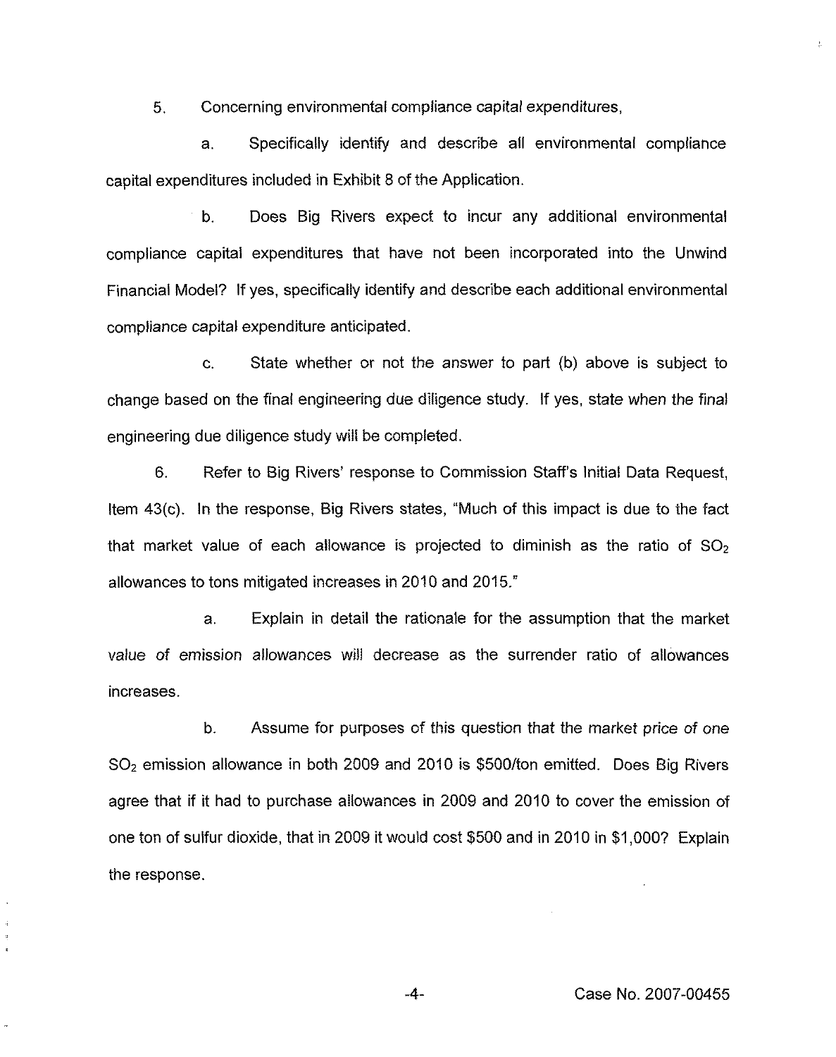5. Concerning environmental compliance capital expenditures,

   a. Specifically identify and describe all environmental compliance capital expenditures included in Exhibit 8 of the Application.

   b. Does Big Rivers expect to incur any additional environmental compliance capital expenditures that have not been incorporated into the Unwind Financial Model? If yes, specifically identify and describe each additional environmental compliance capital expenditure anticipated.

   c. State whether or not the answer to part (b) above is subject to change based on the final engineering due diligence study. If yes, state when the final engineering due diligence study will be completed.

6. Refer to Big Rivers' response to Commission Staff's Initial Data Request, Item 43(c). In the response, Big Rivers states, "Much of this impact is due to the fact that market value of each allowance is projected to diminish as the ratio of $SO_2$ allowances to tons mitigated increases in 2010 and 2015."

   a. Explain in detail the rationale for the assumption that the market value of emission allowances will decrease as the surrender ratio of allowances increases.

   b. Assume for purposes of this question that the market price of one $SO_2$ emission allowance in both 2009 and 2010 is $500/ton emitted. Does Big Rivers agree that if it had to purchase allowances in 2009 and 2010 to cover the emission of one ton of sulfur dioxide, that in 2009 it would cost $500 and in 2010 in $1,000? Explain the response.

Case No. 2007-00455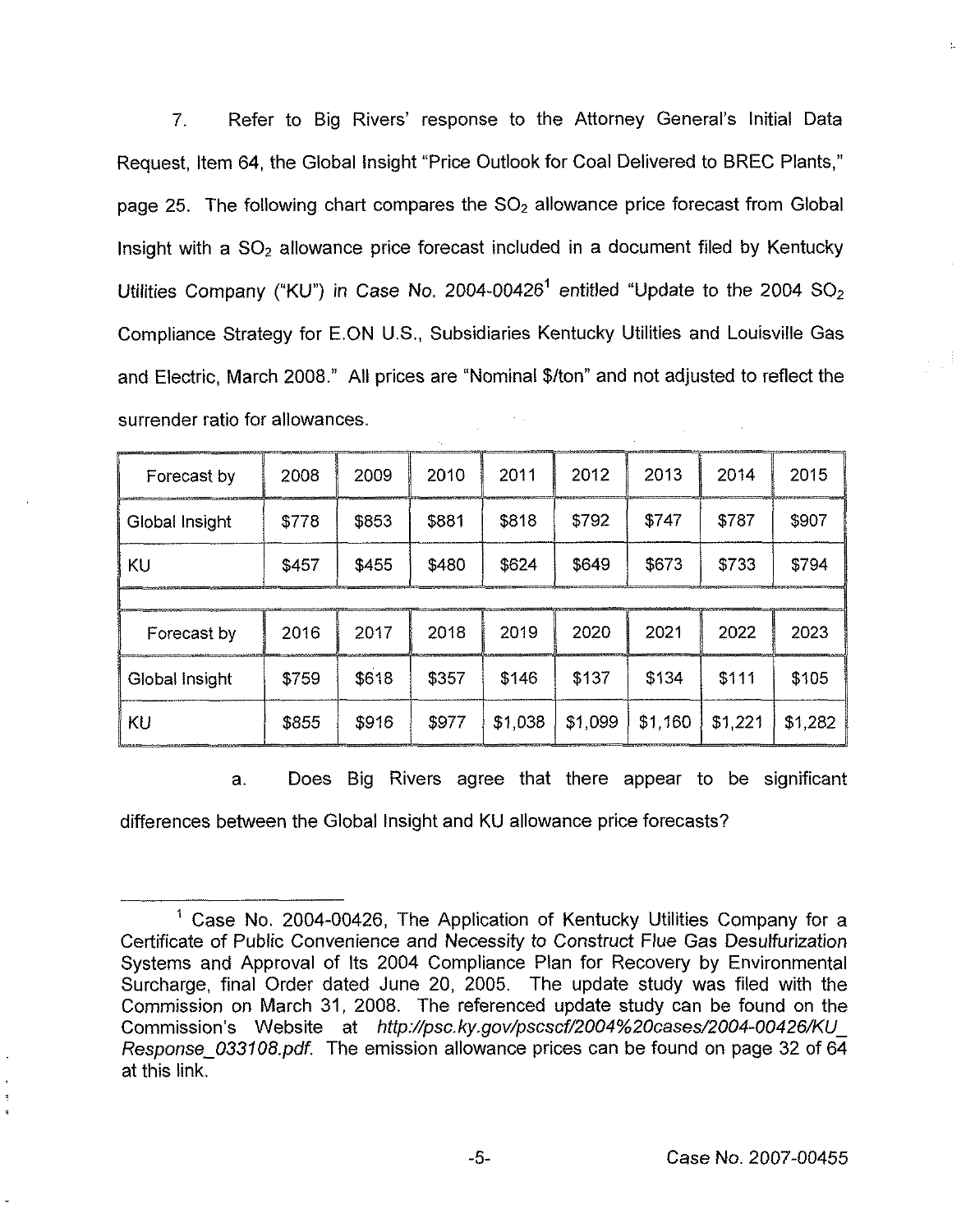7. Refer to Big Rivers' response to the Attorney General's Initial Data Request, Item 64, the Global Insight "Price Outlook for Coal Delivered to BREC Plants," page 25. The following chart compares the $SO_2$ allowance price forecast from Global Insight with a $SO_2$ allowance price forecast included in a document filed by Kentucky Utilities Company ("KU") in Case No. 2004-00426[1] entitled "Update to the 2004 $SO_2$ Compliance Strategy for E.ON U.S., Subsidiaries Kentucky Utilities and Louisville Gas and Electric, March 2008." All prices are "Nominal $/ton" and not adjusted to reflect the surrender ratio for allowances.

| Forecast by | 2008 | 2009 | 2010 | 2011 | 2012 | 2013 | 2014 | 2015 |
|---|---|---|---|---|---|---|---|---|
| Global Insight | $778 | $853 | $881 | $818 | $792 | $747 | $787 | $907 |
| KU | $457 | $455 | $480 | $624 | $649 | $673 | $733 | $794 |
| | | | | | | | | |
| Forecast by | 2016 | 2017 | 2018 | 2019 | 2020 | 2021 | 2022 | 2023 |
| Global Insight | $759 | $618 | $357 | $146 | $137 | $134 | $111 | $105 |
| KU | $855 | $916 | $977 | $1,038 | $1,099 | $1,160 | $1,221 | $1,282 |

a. Does Big Rivers agree that there appear to be significant differences between the Global Insight and KU allowance price forecasts?

[1] Case No. 2004-00426, The Application of Kentucky Utilities Company for a Certificate of Public Convenience and Necessity to Construct Flue Gas Desulfurization Systems and Approval of Its 2004 Compliance Plan for Recovery by Environmental Surcharge, final Order dated June 20, 2005. The update study was filed with the Commission on March 31, 2008. The referenced update study can be found on the Commission's Website at *http://psc.ky.gov/pscscf/2004%20cases/2004-00426/KU_Response_033108.pdf*. The emission allowance prices can be found on page 32 of 64 at this link.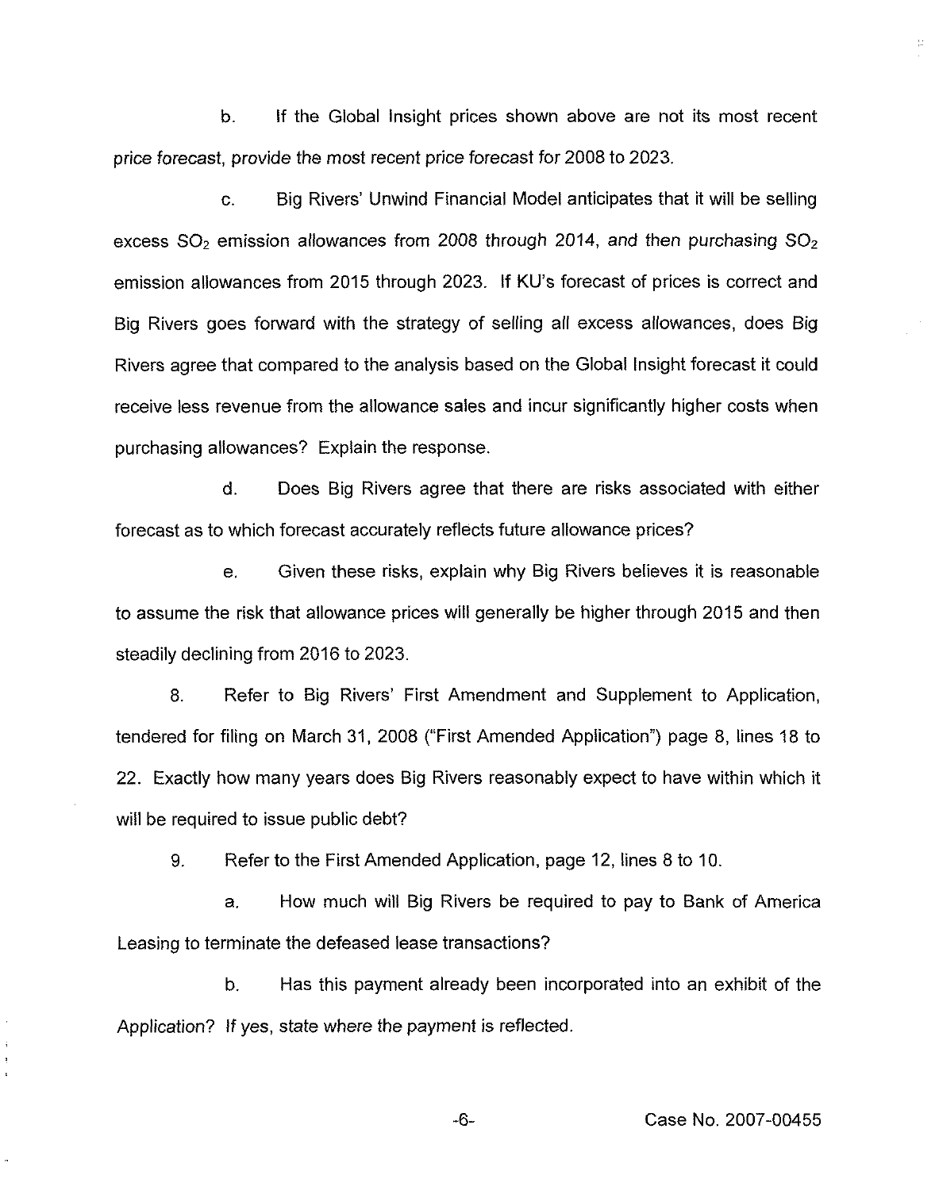b. If the Global Insight prices shown above are not its most recent price forecast, provide the most recent price forecast for 2008 to 2023.

c. Big Rivers' Unwind Financial Model anticipates that it will be selling excess $SO_2$ emission allowances from 2008 through 2014, and then purchasing $SO_2$ emission allowances from 2015 through 2023. If KU's forecast of prices is correct and Big Rivers goes forward with the strategy of selling all excess allowances, does Big Rivers agree that compared to the analysis based on the Global Insight forecast it could receive less revenue from the allowance sales and incur significantly higher costs when purchasing allowances? Explain the response.

d. Does Big Rivers agree that there are risks associated with either forecast as to which forecast accurately reflects future allowance prices?

e. Given these risks, explain why Big Rivers believes it is reasonable to assume the risk that allowance prices will generally be higher through 2015 and then steadily declining from 2016 to 2023.

8. Refer to Big Rivers' First Amendment and Supplement to Application, tendered for filing on March 31, 2008 ("First Amended Application") page 8, lines 18 to 22. Exactly how many years does Big Rivers reasonably expect to have within which it will be required to issue public debt?

9. Refer to the First Amended Application, page 12, lines 8 to 10.

a. How much will Big Rivers be required to pay to Bank of America Leasing to terminate the defeased lease transactions?

b. Has this payment already been incorporated into an exhibit of the Application? If yes, state where the payment is reflected.

Case No. 2007-00455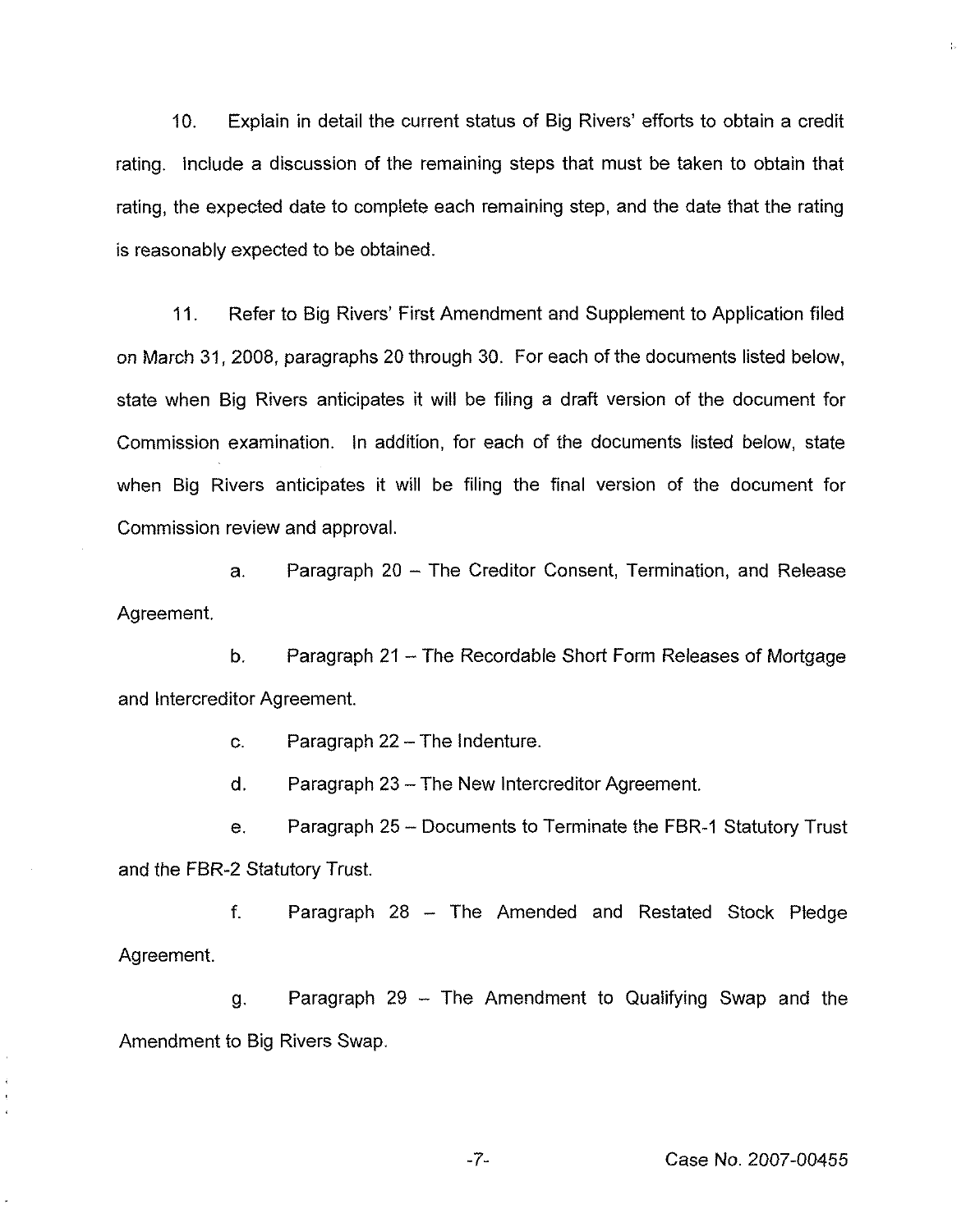10. Explain in detail the current status of Big Rivers' efforts to obtain a credit rating. Include a discussion of the remaining steps that must be taken to obtain that rating, the expected date to complete each remaining step, and the date that the rating is reasonably expected to be obtained.

11. Refer to Big Rivers' First Amendment and Supplement to Application filed on March 31, 2008, paragraphs 20 through 30. For each of the documents listed below, state when Big Rivers anticipates it will be filing a draft version of the document for Commission examination. In addition, for each of the documents listed below, state when Big Rivers anticipates it will be filing the final version of the document for Commission review and approval.

a. Paragraph 20 – The Creditor Consent, Termination, and Release Agreement.

b. Paragraph 21 – The Recordable Short Form Releases of Mortgage and Intercreditor Agreement.

c. Paragraph 22 – The Indenture.

d. Paragraph 23 – The New Intercreditor Agreement.

e. Paragraph 25 – Documents to Terminate the FBR-1 Statutory Trust and the FBR-2 Statutory Trust.

f. Paragraph 28 – The Amended and Restated Stock Pledge Agreement.

g. Paragraph 29 – The Amendment to Qualifying Swap and the Amendment to Big Rivers Swap.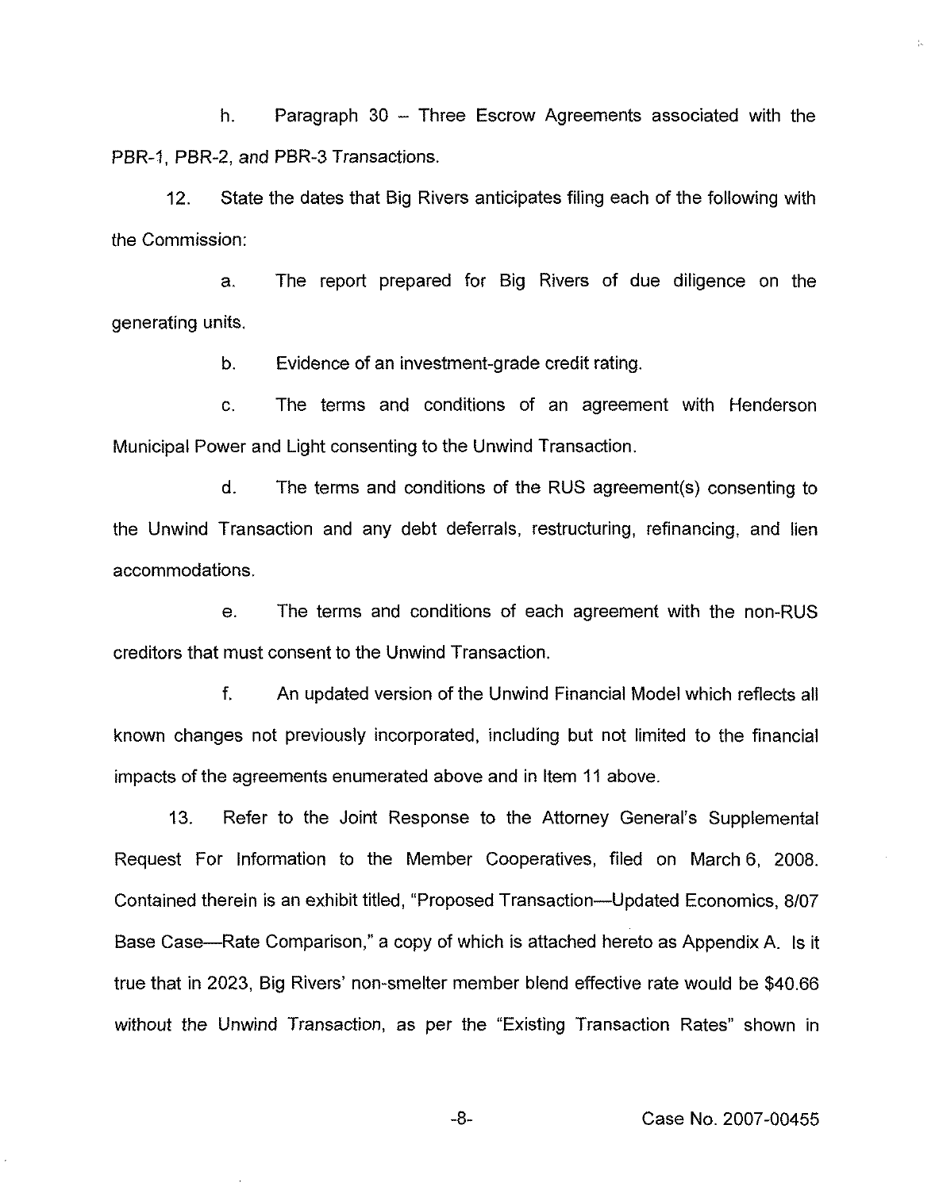h. Paragraph 30 – Three Escrow Agreements associated with the PBR-1, PBR-2, and PBR-3 Transactions.

12. State the dates that Big Rivers anticipates filing each of the following with the Commission:

a. The report prepared for Big Rivers of due diligence on the generating units.

b. Evidence of an investment-grade credit rating.

c. The terms and conditions of an agreement with Henderson Municipal Power and Light consenting to the Unwind Transaction.

d. The terms and conditions of the RUS agreement(s) consenting to the Unwind Transaction and any debt deferrals, restructuring, refinancing, and lien accommodations.

e. The terms and conditions of each agreement with the non-RUS creditors that must consent to the Unwind Transaction.

f. An updated version of the Unwind Financial Model which reflects all known changes not previously incorporated, including but not limited to the financial impacts of the agreements enumerated above and in Item 11 above.

13. Refer to the Joint Response to the Attorney General's Supplemental Request For Information to the Member Cooperatives, filed on March 6, 2008. Contained therein is an exhibit titled, "Proposed Transaction—Updated Economics, 8/07 Base Case—Rate Comparison," a copy of which is attached hereto as Appendix A. Is it true that in 2023, Big Rivers' non-smelter member blend effective rate would be $40.66 without the Unwind Transaction, as per the "Existing Transaction Rates" shown in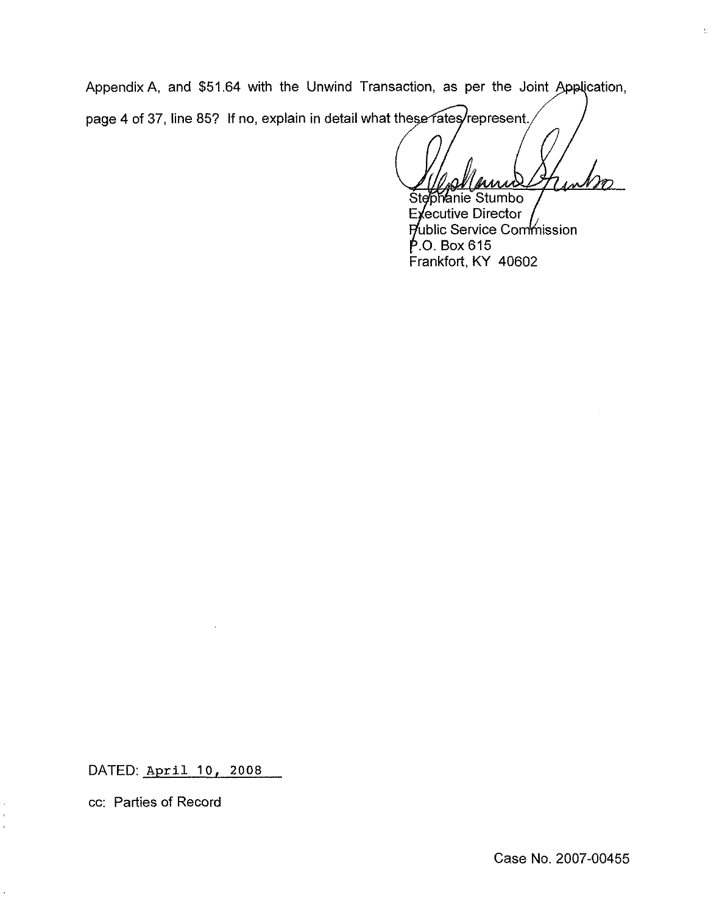Appendix A, and $51.64 with the Unwind Transaction, as per the Joint Application, page 4 of 37, line 85? If no, explain in detail what these rates represent.

Stephanie Stumbo
Executive Director
Public Service Commission
P.O. Box 615
Frankfort, KY 40602

DATED: April 10, 2008

cc: Parties of Record

Case No. 2007-00455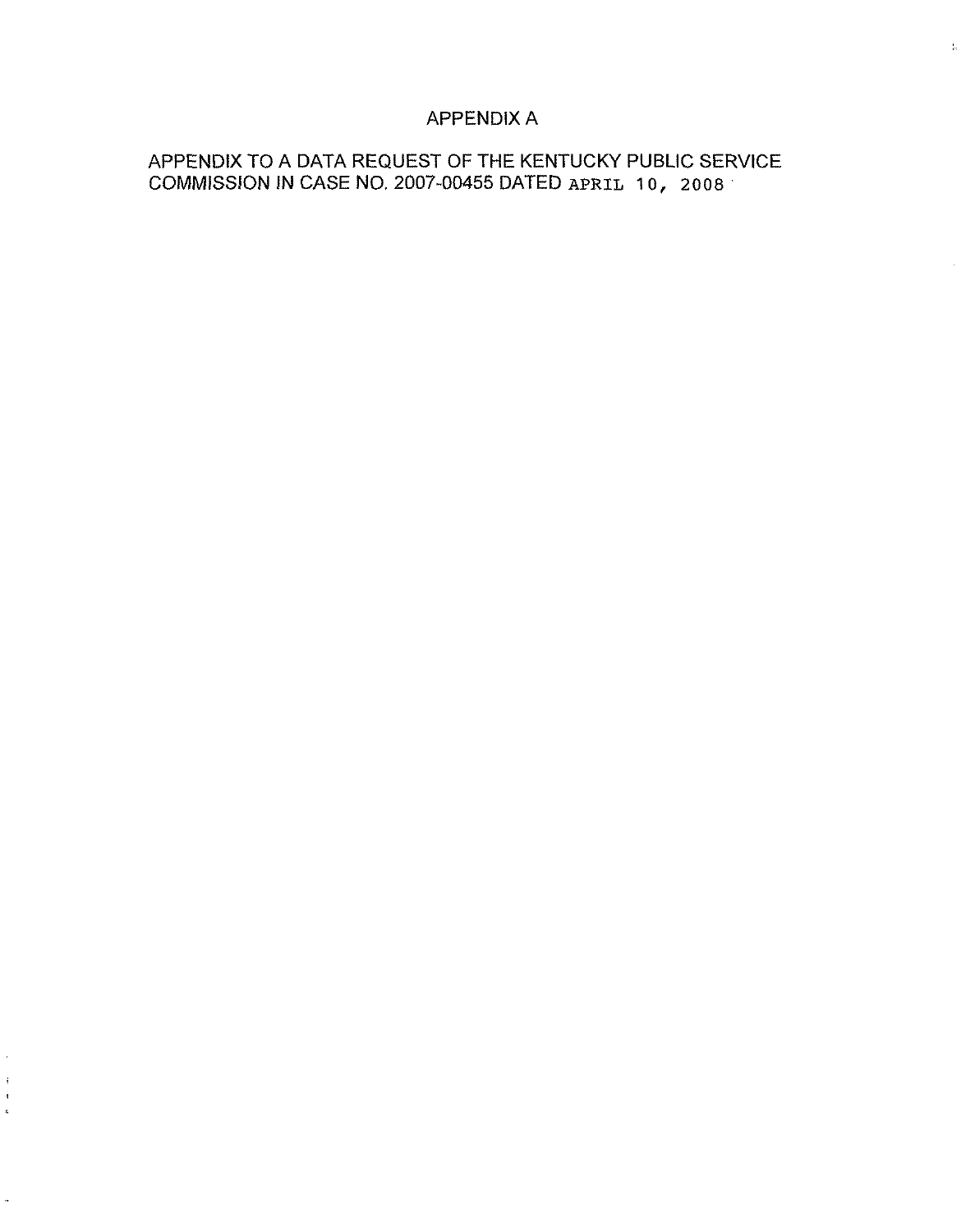# APPENDIX A

APPENDIX TO A DATA REQUEST OF THE KENTUCKY PUBLIC SERVICE COMMISSION IN CASE NO. 2007-00455 DATED APRIL 10, 2008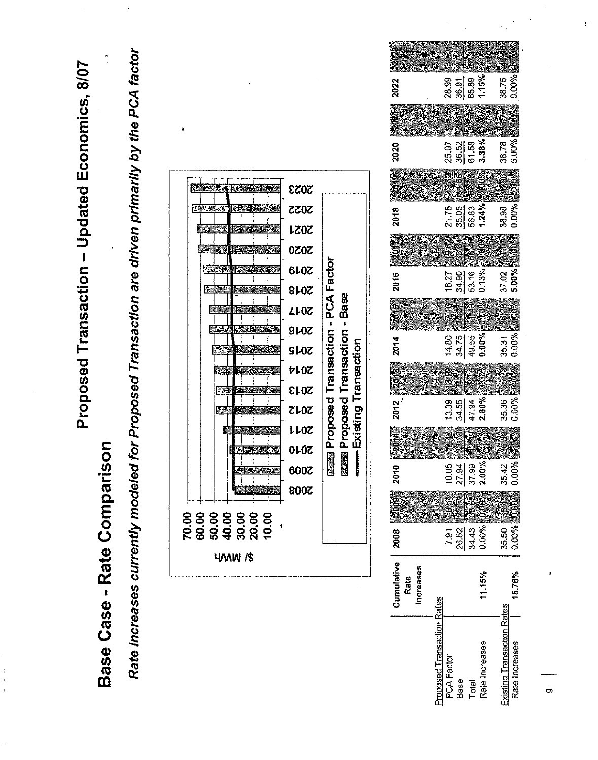# Proposed Transaction – Updated Economics, 8/07

## Base Case - Rate Comparison

*Rate increases currently modeled for Proposed Transaction are driven primarily by the PCA factor*

$/MWh

70.00
60.00
50.00
40.00
30.00
20.00
10.00
-

2008 2009 2010 2011 2012 2013 2014 2015 2016 2017 2018 2019 2020 2021 2022 2023

Proposed Transaction - PCA Factor
Proposed Transaction - Base
Existing Transaction

| | Cumulative Rate Increases | 2008 | 2009 | 2010 | 2011 | 2012 | 2013 | 2014 | 2015 | 2016 | 2017 | 2018 | 2019 | 2020 | 2021 | 2022 | 2023 |
|---|---|---|---|---|---|---|---|---|---|---|---|---|---|---|---|---|---|
| **Proposed Transaction Rates** | | | | | | | | | | | | | | | | | |
| PCA Factor | | 7.91 | 8.34 | 10.05 | 9.42 | 13.39 | 13.99 | 14.80 | 17.16 | 18.27 | 19.62 | 21.78 | 22.82 | 25.07 | 26.36 | 28.99 | 30.01 |
| Base | | 26.52 | 27.31 | 27.94 | 33.08 | 34.55 | 34.06 | 34.75 | 34.27 | 34.90 | 33.84 | 35.05 | 34.56 | 36.52 | 36.15 | 36.91 | 37.13 |
| Total | | 34.43 | 35.65 | 37.99 | 42.49 | 47.94 | 48.05 | 49.55 | 51.43 | 53.16 | 53.46 | 56.83 | 57.38 | 61.58 | 62.51 | 65.89 | 67.14 |
| Rate Increases | 11.15% | 0.00% | 0.00% | 2.00% | 0.00% | 2.80% | 0.00% | 0.00% | 0.00% | 0.13% | 0.00% | 1.24% | 0.00% | 3.38% | 0.00% | 1.15% | 0.00% |
| **Existing Transaction Rates** | | 35.50 | 35.45 | 35.42 | 35.39 | 35.36 | 35.40 | 35.31 | 35.28 | 37.02 | 37.00 | 36.98 | 36.90 | 38.78 | 38.70 | 38.75 | 40.69 |
| Rate Increases | 15.76% | 0.00% | 0.00% | 0.00% | 0.00% | 0.00% | 0.00% | 0.00% | 0.00% | 5.00% | 0.00% | 0.00% | 0.00% | 5.00% | 0.00% | 0.00% | 5.00% |